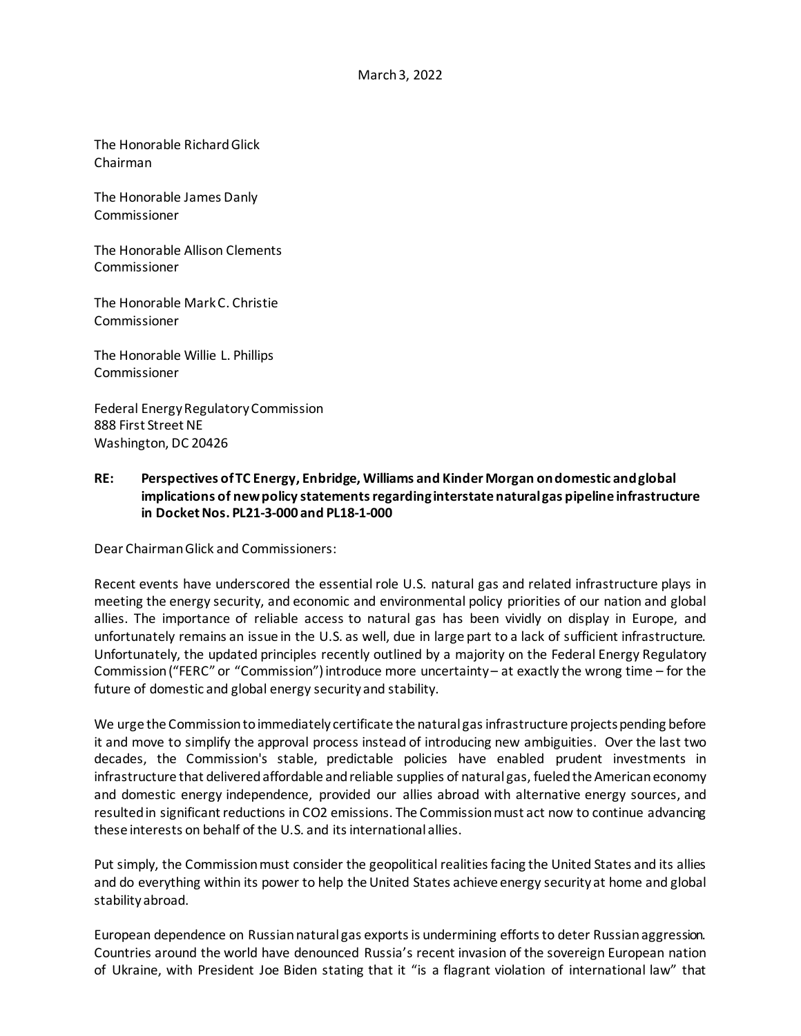March 3, 2022

The Honorable Richard Glick
Chairman

The Honorable James Danly
Commissioner

The Honorable Allison Clements
Commissioner

The Honorable Mark C. Christie
Commissioner

The Honorable Willie L. Phillips
Commissioner

Federal Energy Regulatory Commission
888 First Street NE
Washington, DC 20426

**RE: Perspectives of TC Energy, Enbridge, Williams and Kinder Morgan on domestic and global implications of new policy statements regarding interstate natural gas pipeline infrastructure in Docket Nos. PL21-3-000 and PL18-1-000**

Dear Chairman Glick and Commissioners:

Recent events have underscored the essential role U.S. natural gas and related infrastructure plays in meeting the energy security, and economic and environmental policy priorities of our nation and global allies. The importance of reliable access to natural gas has been vividly on display in Europe, and unfortunately remains an issue in the U.S. as well, due in large part to a lack of sufficient infrastructure. Unfortunately, the updated principles recently outlined by a majority on the Federal Energy Regulatory Commission ("FERC" or "Commission") introduce more uncertainty – at exactly the wrong time – for the future of domestic and global energy security and stability.

We urge the Commission to immediately certificate the natural gas infrastructure projects pending before it and move to simplify the approval process instead of introducing new ambiguities. Over the last two decades, the Commission's stable, predictable policies have enabled prudent investments in infrastructure that delivered affordable and reliable supplies of natural gas, fueled the American economy and domestic energy independence, provided our allies abroad with alternative energy sources, and resulted in significant reductions in $CO_2$ emissions. The Commission must act now to continue advancing these interests on behalf of the U.S. and its international allies.

Put simply, the Commission must consider the geopolitical realities facing the United States and its allies and do everything within its power to help the United States achieve energy security at home and global stability abroad.

European dependence on Russian natural gas exports is undermining efforts to deter Russian aggression. Countries around the world have denounced Russia's recent invasion of the sovereign European nation of Ukraine, with President Joe Biden stating that it "is a flagrant violation of international law" that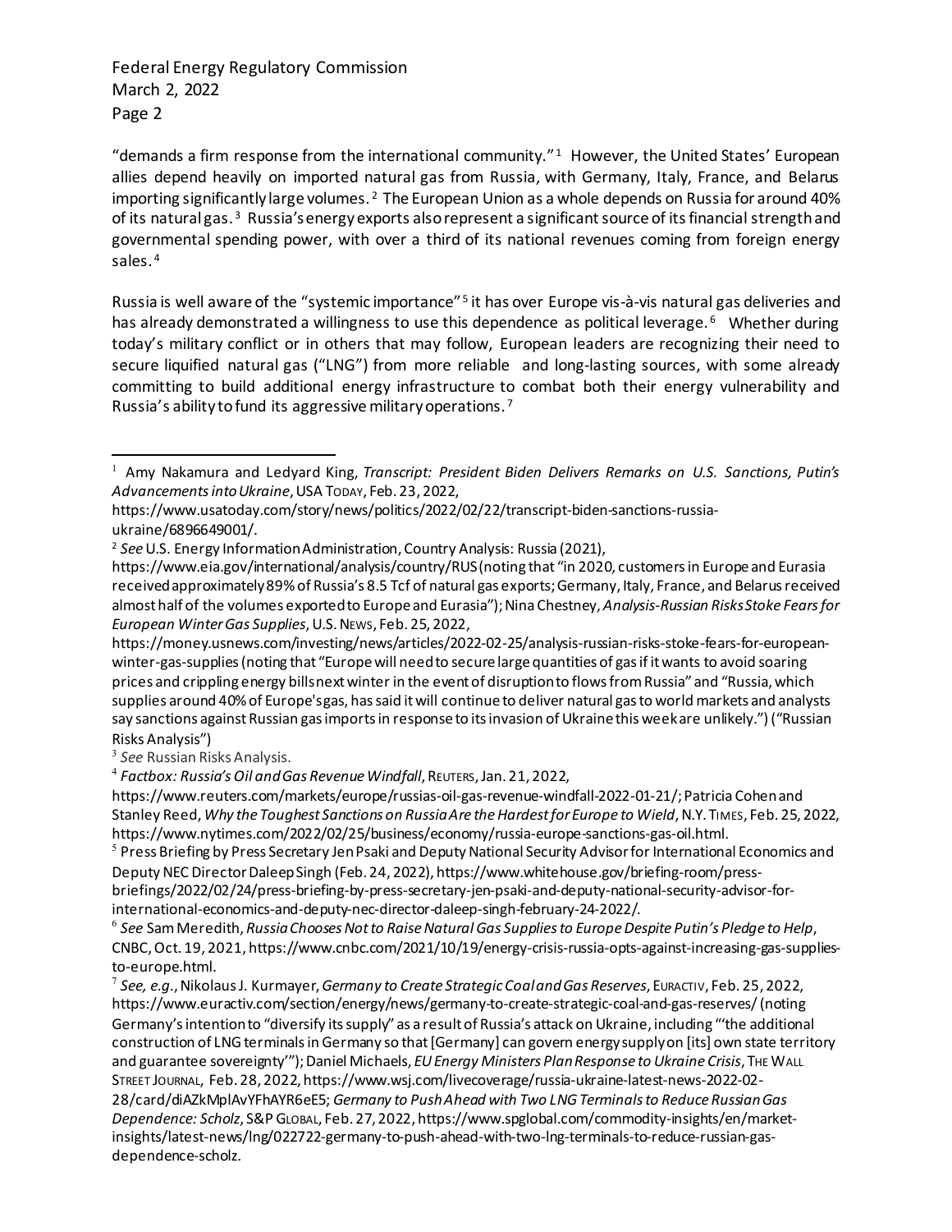"demands a firm response from the international community."[1] However, the United States' European allies depend heavily on imported natural gas from Russia, with Germany, Italy, France, and Belarus importing significantly large volumes.[2] The European Union as a whole depends on Russia for around 40% of its natural gas.[3] Russia's energy exports also represent a significant source of its financial strength and governmental spending power, with over a third of its national revenues coming from foreign energy sales.[4]

Russia is well aware of the "systemic importance"[5] it has over Europe vis-à-vis natural gas deliveries and has already demonstrated a willingness to use this dependence as political leverage.[6] Whether during today's military conflict or in others that may follow, European leaders are recognizing their need to secure liquified natural gas ("LNG") from more reliable and long-lasting sources, with some already committing to build additional energy infrastructure to combat both their energy vulnerability and Russia's ability to fund its aggressive military operations.[7]

---

[1] Amy Nakamura and Ledyard King, *Transcript: President Biden Delivers Remarks on U.S. Sanctions, Putin's Advancements into Ukraine*, USA TODAY, Feb. 23, 2022, https://www.usatoday.com/story/news/politics/2022/02/22/transcript-biden-sanctions-russia-ukraine/6896649001/.

[2] *See* U.S. Energy Information Administration, Country Analysis: Russia (2021), https://www.eia.gov/international/analysis/country/RUS (noting that "in 2020, customers in Europe and Eurasia received approximately 89% of Russia's 8.5 Tcf of natural gas exports; Germany, Italy, France, and Belarus received almost half of the volumes exported to Europe and Eurasia"); Nina Chestney, *Analysis-Russian Risks Stoke Fears for European Winter Gas Supplies*, U.S. NEWS, Feb. 25, 2022, https://money.usnews.com/investing/news/articles/2022-02-25/analysis-russian-risks-stoke-fears-for-european-winter-gas-supplies (noting that "Europe will need to secure large quantities of gas if it wants to avoid soaring prices and crippling energy bills next winter in the event of disruption to flows from Russia" and "Russia, which supplies around 40% of Europe's gas, has said it will continue to deliver natural gas to world markets and analysts say sanctions against Russian gas imports in response to its invasion of Ukraine this week are unlikely.") ("Russian Risks Analysis")

[3] *See* Russian Risks Analysis.

[4] *Factbox: Russia's Oil and Gas Revenue Windfall*, REUTERS, Jan. 21, 2022, https://www.reuters.com/markets/europe/russias-oil-gas-revenue-windfall-2022-01-21/; Patricia Cohen and Stanley Reed, *Why the Toughest Sanctions on Russia Are the Hardest for Europe to Wield*, N.Y. TIMES, Feb. 25, 2022, https://www.nytimes.com/2022/02/25/business/economy/russia-europe-sanctions-gas-oil.html.

[5] Press Briefing by Press Secretary Jen Psaki and Deputy National Security Advisor for International Economics and Deputy NEC Director Daleep Singh (Feb. 24, 2022), https://www.whitehouse.gov/briefing-room/press-briefings/2022/02/24/press-briefing-by-press-secretary-jen-psaki-and-deputy-national-security-advisor-for-international-economics-and-deputy-nec-director-daleep-singh-february-24-2022/.

[6] *See* Sam Meredith, *Russia Chooses Not to Raise Natural Gas Supplies to Europe Despite Putin's Pledge to Help*, CNBC, Oct. 19, 2021, https://www.cnbc.com/2021/10/19/energy-crisis-russia-opts-against-increasing-gas-supplies-to-europe.html.

[7] *See, e.g.*, Nikolaus J. Kurmayer, *Germany to Create Strategic Coal and Gas Reserves*, EURACTIV, Feb. 25, 2022, https://www.euractiv.com/section/energy/news/germany-to-create-strategic-coal-and-gas-reserves/ (noting Germany's intention to "diversify its supply" as a result of Russia's attack on Ukraine, including "'the additional construction of LNG terminals in Germany so that [Germany] can govern energy supply on [its] own state territory and guarantee sovereignty'"); Daniel Michaels, *EU Energy Ministers Plan Response to Ukraine Crisis*, THE WALL STREET JOURNAL, Feb. 28, 2022, https://www.wsj.com/livecoverage/russia-ukraine-latest-news-2022-02-28/card/diAZkMplAvYFhAYR6eE5; *Germany to Push Ahead with Two LNG Terminals to Reduce Russian Gas Dependence: Scholz*, S&P GLOBAL, Feb. 27, 2022, https://www.spglobal.com/commodity-insights/en/market-insights/latest-news/lng/022722-germany-to-push-ahead-with-two-lng-terminals-to-reduce-russian-gas-dependence-scholz.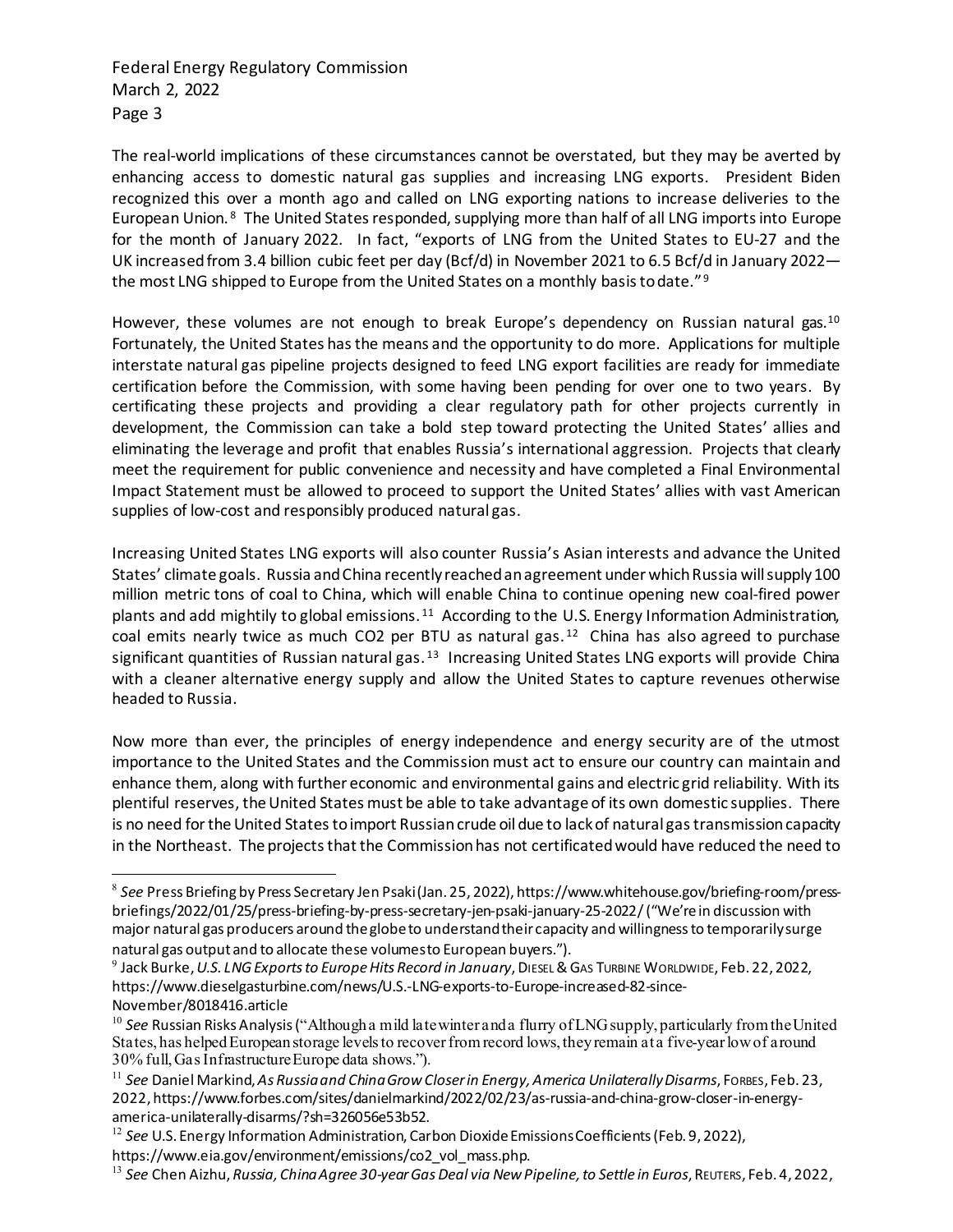The real-world implications of these circumstances cannot be overstated, but they may be averted by enhancing access to domestic natural gas supplies and increasing LNG exports. President Biden recognized this over a month ago and called on LNG exporting nations to increase deliveries to the European Union.[8] The United States responded, supplying more than half of all LNG imports into Europe for the month of January 2022. In fact, "exports of LNG from the United States to EU-27 and the UK increased from 3.4 billion cubic feet per day (Bcf/d) in November 2021 to 6.5 Bcf/d in January 2022—the most LNG shipped to Europe from the United States on a monthly basis to date."[9]

However, these volumes are not enough to break Europe's dependency on Russian natural gas.[10] Fortunately, the United States has the means and the opportunity to do more. Applications for multiple interstate natural gas pipeline projects designed to feed LNG export facilities are ready for immediate certification before the Commission, with some having been pending for over one to two years. By certificating these projects and providing a clear regulatory path for other projects currently in development, the Commission can take a bold step toward protecting the United States' allies and eliminating the leverage and profit that enables Russia's international aggression. Projects that clearly meet the requirement for public convenience and necessity and have completed a Final Environmental Impact Statement must be allowed to proceed to support the United States' allies with vast American supplies of low-cost and responsibly produced natural gas.

Increasing United States LNG exports will also counter Russia's Asian interests and advance the United States' climate goals. Russia and China recently reached an agreement under which Russia will supply 100 million metric tons of coal to China, which will enable China to continue opening new coal-fired power plants and add mightily to global emissions.[11] According to the U.S. Energy Information Administration, coal emits nearly twice as much $CO_2$ per BTU as natural gas.[12] China has also agreed to purchase significant quantities of Russian natural gas.[13] Increasing United States LNG exports will provide China with a cleaner alternative energy supply and allow the United States to capture revenues otherwise headed to Russia.

Now more than ever, the principles of energy independence and energy security are of the utmost importance to the United States and the Commission must act to ensure our country can maintain and enhance them, along with further economic and environmental gains and electric grid reliability. With its plentiful reserves, the United States must be able to take advantage of its own domestic supplies. There is no need for the United States to import Russian crude oil due to lack of natural gas transmission capacity in the Northeast. The projects that the Commission has not certificated would have reduced the need to

---

[8] *See* Press Briefing by Press Secretary Jen Psaki (Jan. 25, 2022), https://www.whitehouse.gov/briefing-room/press-briefings/2022/01/25/press-briefing-by-press-secretary-jen-psaki-january-25-2022/ ("We're in discussion with major natural gas producers around the globe to understand their capacity and willingness to temporarily surge natural gas output and to allocate these volumes to European buyers.").

[9] Jack Burke, *U.S. LNG Exports to Europe Hits Record in January*, DIESEL & GAS TURBINE WORLDWIDE, Feb. 22, 2022, https://www.dieselgasturbine.com/news/U.S.-LNG-exports-to-Europe-increased-82-since-November/8018416.article

[10] *See* Russian Risks Analysis ("Although a mild late winter and a flurry of LNG supply, particularly from the United States, has helped European storage levels to recover from record lows, they remain at a five-year low of around 30% full, Gas Infrastructure Europe data shows.").

[11] *See* Daniel Markind, *As Russia and China Grow Closer in Energy, America Unilaterally Disarms*, FORBES, Feb. 23, 2022, https://www.forbes.com/sites/danielmarkind/2022/02/23/as-russia-and-china-grow-closer-in-energy-america-unilaterally-disarms/?sh=326056e53b52.

[12] *See* U.S. Energy Information Administration, Carbon Dioxide Emissions Coefficients (Feb. 9, 2022), https://www.eia.gov/environment/emissions/co2_vol_mass.php.

[13] *See* Chen Aizhu, *Russia, China Agree 30-year Gas Deal via New Pipeline, to Settle in Euros*, REUTERS, Feb. 4, 2022,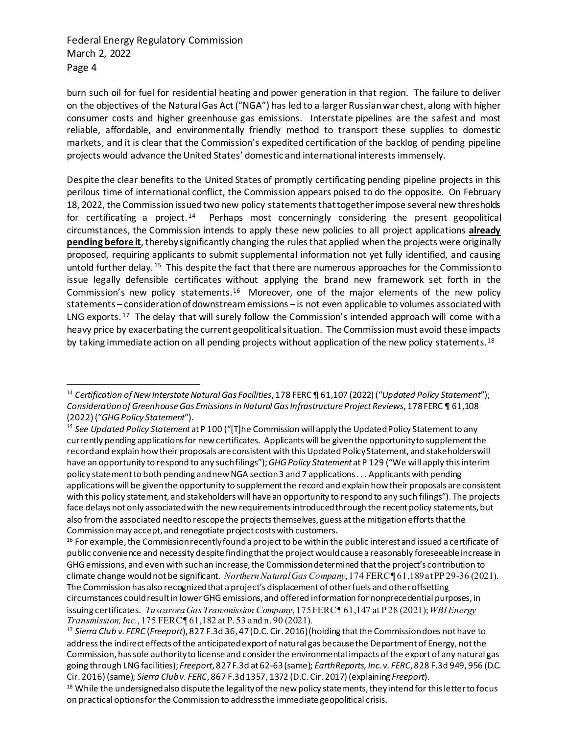burn such oil for fuel for residential heating and power generation in that region. The failure to deliver on the objectives of the Natural Gas Act ("NGA") has led to a larger Russian war chest, along with higher consumer costs and higher greenhouse gas emissions. Interstate pipelines are the safest and most reliable, affordable, and environmentally friendly method to transport these supplies to domestic markets, and it is clear that the Commission's expedited certification of the backlog of pending pipeline projects would advance the United States' domestic and international interests immensely.

Despite the clear benefits to the United States of promptly certificating pending pipeline projects in this perilous time of international conflict, the Commission appears poised to do the opposite. On February 18, 2022, the Commission issued two new policy statements that together impose several new thresholds for certificating a project.[14] Perhaps most concerningly considering the present geopolitical circumstances, the Commission intends to apply these new policies to all project applications **<u>already pending before it</u>**, thereby significantly changing the rules that applied when the projects were originally proposed, requiring applicants to submit supplemental information not yet fully identified, and causing untold further delay.[15] This despite the fact that there are numerous approaches for the Commission to issue legally defensible certificates without applying the brand new framework set forth in the Commission's new policy statements.[16] Moreover, one of the major elements of the new policy statements – consideration of downstream emissions – is not even applicable to volumes associated with LNG exports.[17] The delay that will surely follow the Commission's intended approach will come with a heavy price by exacerbating the current geopolitical situation. The Commission must avoid these impacts by taking immediate action on all pending projects without application of the new policy statements.[18]

---

[14] *Certification of New Interstate Natural Gas Facilities*, 178 FERC ¶ 61,107 (2022) ("*Updated Policy Statement*"); *Consideration of Greenhouse Gas Emissions in Natural Gas Infrastructure Project Reviews*, 178 FERC ¶ 61,108 (2022) ("*GHG Policy Statement*").

[15] *See Updated Policy Statement* at P 100 ("[T]he Commission will apply the Updated Policy Statement to any currently pending applications for new certificates. Applicants will be given the opportunity to supplement the record and explain how their proposals are consistent with this Updated Policy Statement, and stakeholders will have an opportunity to respond to any such filings"); *GHG Policy Statement* at P 129 ("We will apply this interim policy statement to both pending and new NGA section 3 and 7 applications . . . Applicants with pending applications will be given the opportunity to supplement the record and explain how their proposals are consistent with this policy statement, and stakeholders will have an opportunity to respond to any such filings"). The projects face delays not only associated with the new requirements introduced through the recent policy statements, but also from the associated need to rescope the projects themselves, guess at the mitigation efforts that the Commission may accept, and renegotiate project costs with customers.

[16] For example, the Commission recently found a project to be within the public interest and issued a certificate of public convenience and necessity despite finding that the project would cause a reasonably foreseeable increase in GHG emissions, and even with such an increase, the Commission determined that the project's contribution to climate change would not be significant. *Northern Natural Gas Company*, 174 FERC ¶ 61,189 at PP 29-36 (2021). The Commission has also recognized that a project's displacement of other fuels and other offsetting circumstances could result in lower GHG emissions, and offered information for nonprecedential purposes, in issuing certificates. *Tuscarora Gas Transmission Company*, 175 FERC ¶ 61,147 at P 28 (2021); *WBI Energy Transmission, Inc.*, 175 FERC ¶ 61,182 at P. 53 and n. 90 (2021).

[17] *Sierra Club v. FERC* (*Freeport*), 827 F.3d 36, 47 (D.C. Cir. 2016) (holding that the Commission does not have to address the indirect effects of the anticipated export of natural gas because the Department of Energy, not the Commission, has sole authority to license and consider the environmental impacts of the export of any natural gas going through LNG facilities); *Freeport*, 827 F.3d at 62-63 (same); *EarthReports, Inc. v. FERC*, 828 F.3d 949, 956 (D.C. Cir. 2016) (same); *Sierra Club v. FERC*, 867 F.3d 1357, 1372 (D.C. Cir. 2017) (explaining *Freeport*).

[18] While the undersigned also dispute the legality of the new policy statements, they intend for this letter to focus on practical options for the Commission to address the immediate geopolitical crisis.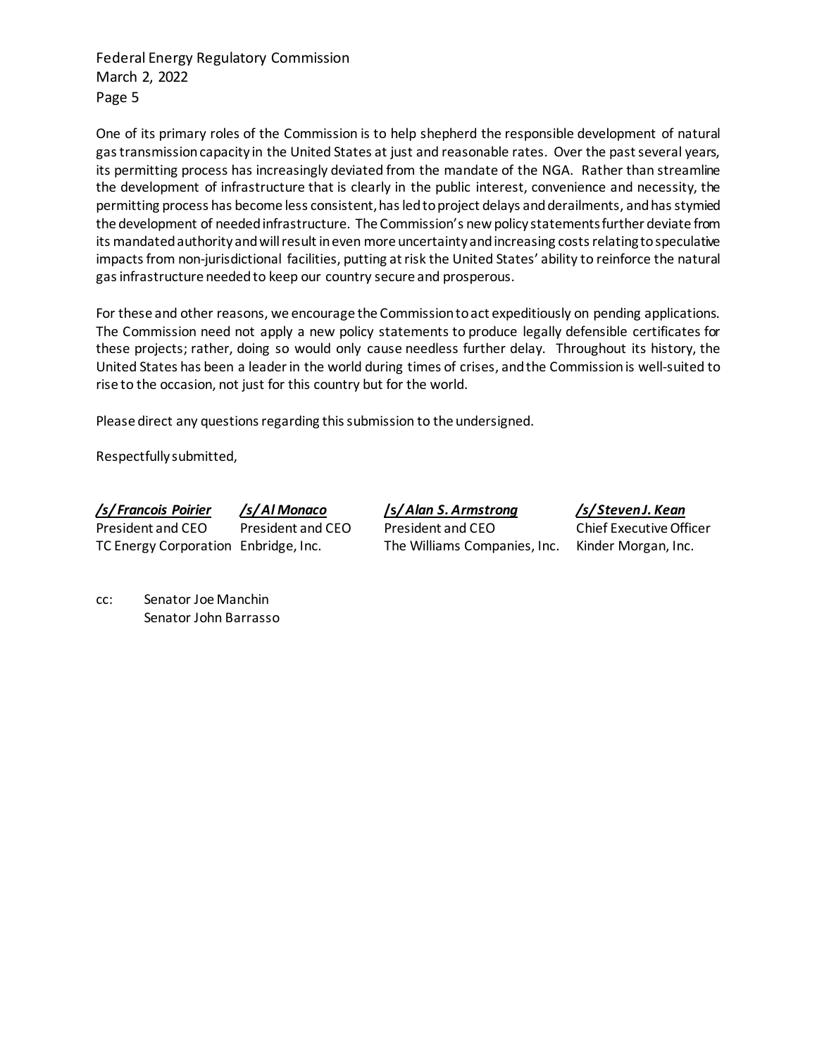One of its primary roles of the Commission is to help shepherd the responsible development of natural gas transmission capacity in the United States at just and reasonable rates. Over the past several years, its permitting process has increasingly deviated from the mandate of the NGA. Rather than streamline the development of infrastructure that is clearly in the public interest, convenience and necessity, the permitting process has become less consistent, has led to project delays and derailments, and has stymied the development of needed infrastructure. The Commission's new policy statements further deviate from its mandated authority and will result in even more uncertainty and increasing costs relating to speculative impacts from non-jurisdictional facilities, putting at risk the United States' ability to reinforce the natural gas infrastructure needed to keep our country secure and prosperous.

For these and other reasons, we encourage the Commission to act expeditiously on pending applications. The Commission need not apply a new policy statements to produce legally defensible certificates for these projects; rather, doing so would only cause needless further delay. Throughout its history, the United States has been a leader in the world during times of crises, and the Commission is well-suited to rise to the occasion, not just for this country but for the world.

Please direct any questions regarding this submission to the undersigned.

Respectfully submitted,

***/s/ Francois Poirier***
President and CEO
TC Energy Corporation

***/s/ Al Monaco***
President and CEO
Enbridge, Inc.

***/s/ Alan S. Armstrong***
President and CEO
The Williams Companies, Inc.

***/s/ Steven J. Kean***
Chief Executive Officer
Kinder Morgan, Inc.

cc: Senator Joe Manchin
Senator John Barrasso